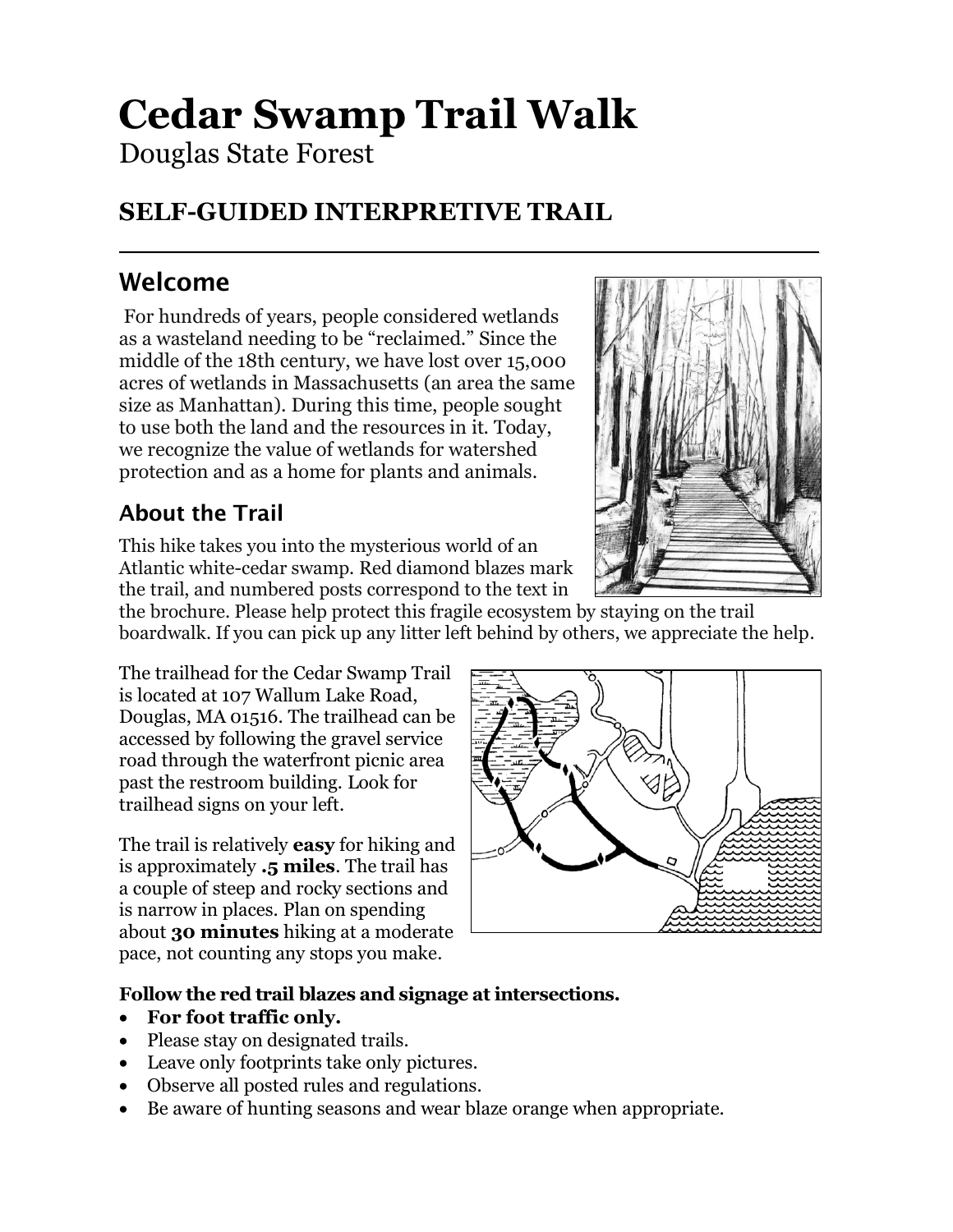# Cedar Swamp Trail Walk

Douglas State Forest

## SELF-GUIDED INTERPRETIVE TRAIL

---

## Welcome

For hundreds of years, people considered wetlands as a wasteland needing to be "reclaimed." Since the middle of the 18th century, we have lost over 15,000 acres of wetlands in Massachusetts (an area the same size as Manhattan). During this time, people sought to use both the land and the resources in it. Today, we recognize the value of wetlands for watershed protection and as a home for plants and animals.

### About the Trail

This hike takes you into the mysterious world of an Atlantic white-cedar swamp. Red diamond blazes mark the trail, and numbered posts correspond to the text in the brochure. Please help protect this fragile ecosystem by staying on the trail boardwalk. If you can pick up any litter left behind by others, we appreciate the help.

The trailhead for the Cedar Swamp Trail is located at 107 Wallum Lake Road, Douglas, MA 01516. The trailhead can be accessed by following the gravel service road through the waterfront picnic area past the restroom building. Look for trailhead signs on your left.

The trail is relatively **easy** for hiking and is approximately **.5 miles**. The trail has a couple of steep and rocky sections and is narrow in places. Plan on spending about **30 minutes** hiking at a moderate pace, not counting any stops you make.

**Follow the red trail blazes and signage at intersections.**

- **For foot traffic only.**
- Please stay on designated trails.
- Leave only footprints take only pictures.
- Observe all posted rules and regulations.
- Be aware of hunting seasons and wear blaze orange when appropriate.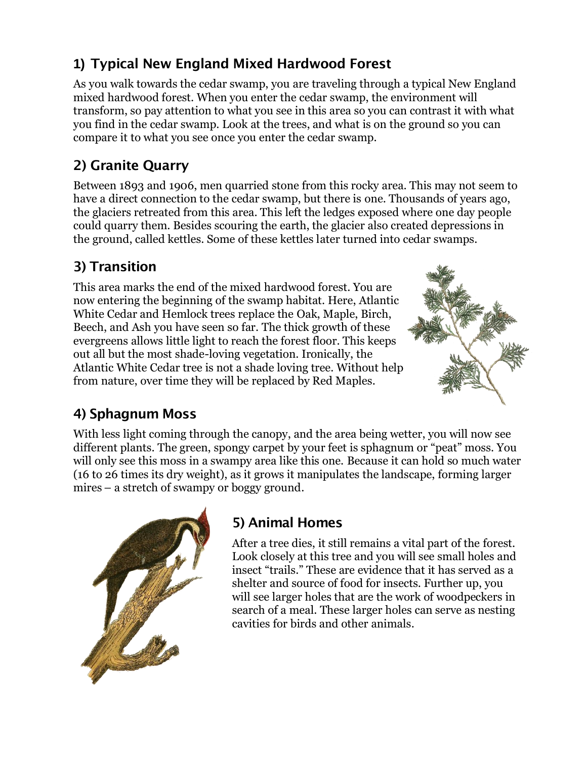## 1) Typical New England Mixed Hardwood Forest

As you walk towards the cedar swamp, you are traveling through a typical New England mixed hardwood forest. When you enter the cedar swamp, the environment will transform, so pay attention to what you see in this area so you can contrast it with what you find in the cedar swamp. Look at the trees, and what is on the ground so you can compare it to what you see once you enter the cedar swamp.

## 2) Granite Quarry

Between 1893 and 1906, men quarried stone from this rocky area. This may not seem to have a direct connection to the cedar swamp, but there is one. Thousands of years ago, the glaciers retreated from this area. This left the ledges exposed where one day people could quarry them. Besides scouring the earth, the glacier also created depressions in the ground, called kettles. Some of these kettles later turned into cedar swamps.

## 3) Transition

This area marks the end of the mixed hardwood forest. You are now entering the beginning of the swamp habitat. Here, Atlantic White Cedar and Hemlock trees replace the Oak, Maple, Birch, Beech, and Ash you have seen so far. The thick growth of these evergreens allows little light to reach the forest floor. This keeps out all but the most shade-loving vegetation. Ironically, the Atlantic White Cedar tree is not a shade loving tree. Without help from nature, over time they will be replaced by Red Maples.

## 4) Sphagnum Moss

With less light coming through the canopy, and the area being wetter, you will now see different plants. The green, spongy carpet by your feet is sphagnum or "peat" moss. You will only see this moss in a swampy area like this one. Because it can hold so much water (16 to 26 times its dry weight), as it grows it manipulates the landscape, forming larger mires – a stretch of swampy or boggy ground.

## 5) Animal Homes

After a tree dies, it still remains a vital part of the forest. Look closely at this tree and you will see small holes and insect "trails." These are evidence that it has served as a shelter and source of food for insects. Further up, you will see larger holes that are the work of woodpeckers in search of a meal. These larger holes can serve as nesting cavities for birds and other animals.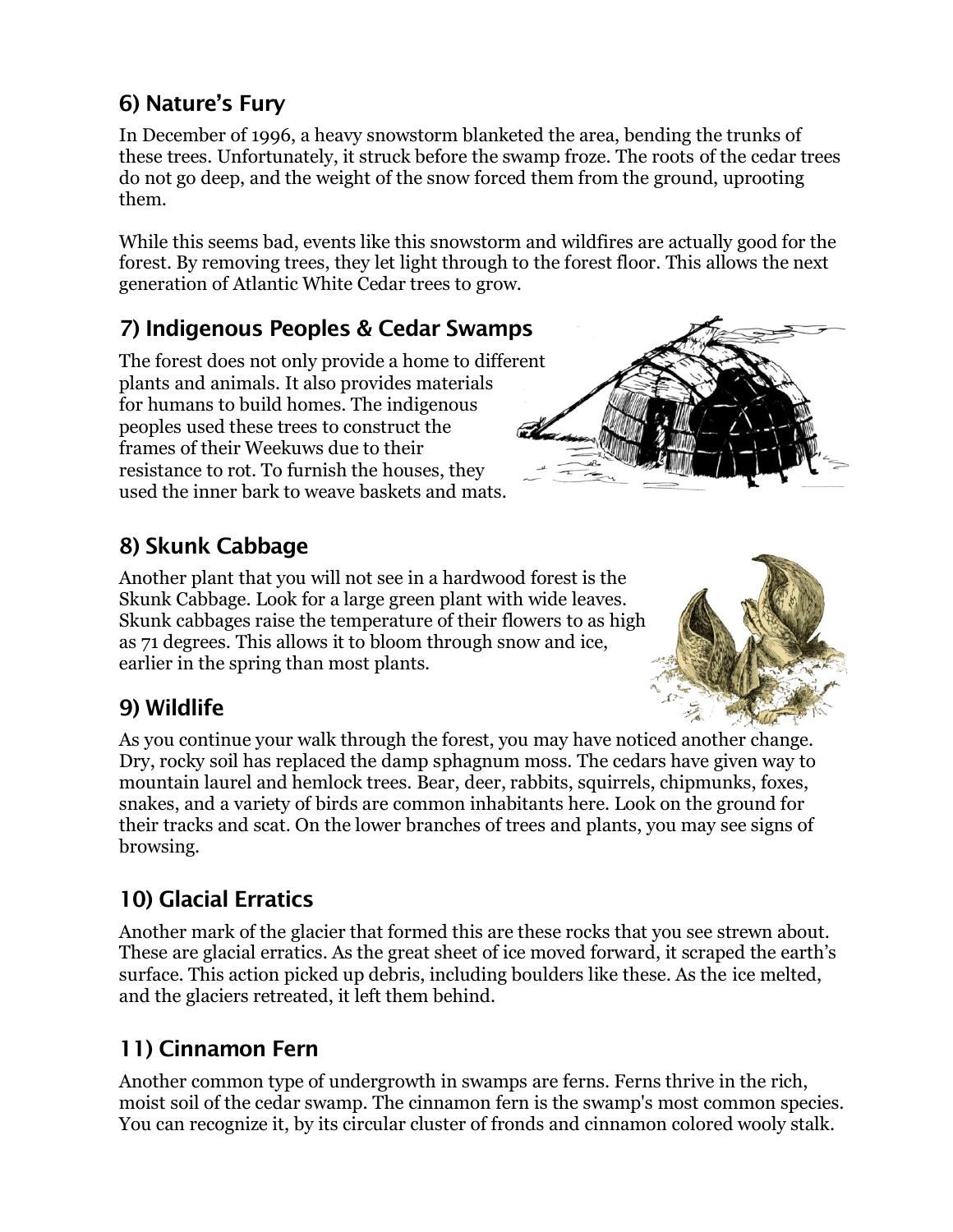## 6) Nature's Fury

In December of 1996, a heavy snowstorm blanketed the area, bending the trunks of these trees. Unfortunately, it struck before the swamp froze. The roots of the cedar trees do not go deep, and the weight of the snow forced them from the ground, uprooting them.

While this seems bad, events like this snowstorm and wildfires are actually good for the forest. By removing trees, they let light through to the forest floor. This allows the next generation of Atlantic White Cedar trees to grow.

## 7) Indigenous Peoples & Cedar Swamps

The forest does not only provide a home to different plants and animals. It also provides materials for humans to build homes. The indigenous peoples used these trees to construct the frames of their Weekuws due to their resistance to rot. To furnish the houses, they used the inner bark to weave baskets and mats.

## 8) Skunk Cabbage

Another plant that you will not see in a hardwood forest is the Skunk Cabbage. Look for a large green plant with wide leaves. Skunk cabbages raise the temperature of their flowers to as high as 71 degrees. This allows it to bloom through snow and ice, earlier in the spring than most plants.

## 9) Wildlife

As you continue your walk through the forest, you may have noticed another change. Dry, rocky soil has replaced the damp sphagnum moss. The cedars have given way to mountain laurel and hemlock trees. Bear, deer, rabbits, squirrels, chipmunks, foxes, snakes, and a variety of birds are common inhabitants here. Look on the ground for their tracks and scat. On the lower branches of trees and plants, you may see signs of browsing.

## 10) Glacial Erratics

Another mark of the glacier that formed this are these rocks that you see strewn about. These are glacial erratics. As the great sheet of ice moved forward, it scraped the earth's surface. This action picked up debris, including boulders like these. As the ice melted, and the glaciers retreated, it left them behind.

## 11) Cinnamon Fern

Another common type of undergrowth in swamps are ferns. Ferns thrive in the rich, moist soil of the cedar swamp. The cinnamon fern is the swamp's most common species. You can recognize it, by its circular cluster of fronds and cinnamon colored wooly stalk.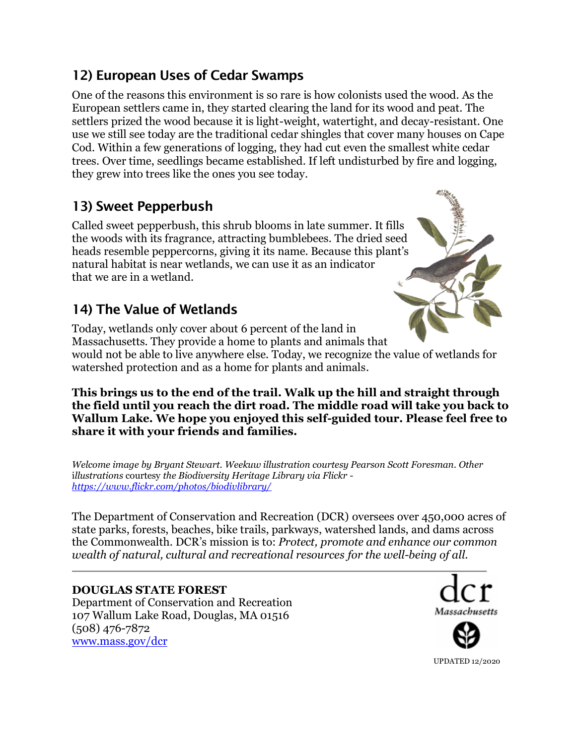## 12) European Uses of Cedar Swamps

One of the reasons this environment is so rare is how colonists used the wood. As the European settlers came in, they started clearing the land for its wood and peat. The settlers prized the wood because it is light-weight, watertight, and decay-resistant. One use we still see today are the traditional cedar shingles that cover many houses on Cape Cod. Within a few generations of logging, they had cut even the smallest white cedar trees. Over time, seedlings became established. If left undisturbed by fire and logging, they grew into trees like the ones you see today.

## 13) Sweet Pepperbush

Called sweet pepperbush, this shrub blooms in late summer. It fills the woods with its fragrance, attracting bumblebees. The dried seed heads resemble peppercorns, giving it its name. Because this plant's natural habitat is near wetlands, we can use it as an indicator that we are in a wetland.

## 14) The Value of Wetlands

Today, wetlands only cover about 6 percent of the land in Massachusetts. They provide a home to plants and animals that would not be able to live anywhere else. Today, we recognize the value of wetlands for watershed protection and as a home for plants and animals.

**This brings us to the end of the trail. Walk up the hill and straight through the field until you reach the dirt road. The middle road will take you back to Wallum Lake. We hope you enjoyed this self-guided tour. Please feel free to share it with your friends and families.**

*Welcome image by Bryant Stewart. Weekuw illustration courtesy Pearson Scott Foresman. Other illustrations* courtesy *the Biodiversity Heritage Library via Flickr - https://www.flickr.com/photos/biodivlibrary/*

The Department of Conservation and Recreation (DCR) oversees over 450,000 acres of state parks, forests, beaches, bike trails, parkways, watershed lands, and dams across the Commonwealth. DCR's mission is to: *Protect, promote and enhance our common wealth of natural, cultural and recreational resources for the well-being of all.*

---

**DOUGLAS STATE FOREST**
Department of Conservation and Recreation
107 Wallum Lake Road, Douglas, MA 01516
(508) 476-7872
www.mass.gov/dcr

dcr Massachusetts

UPDATED 12/2020